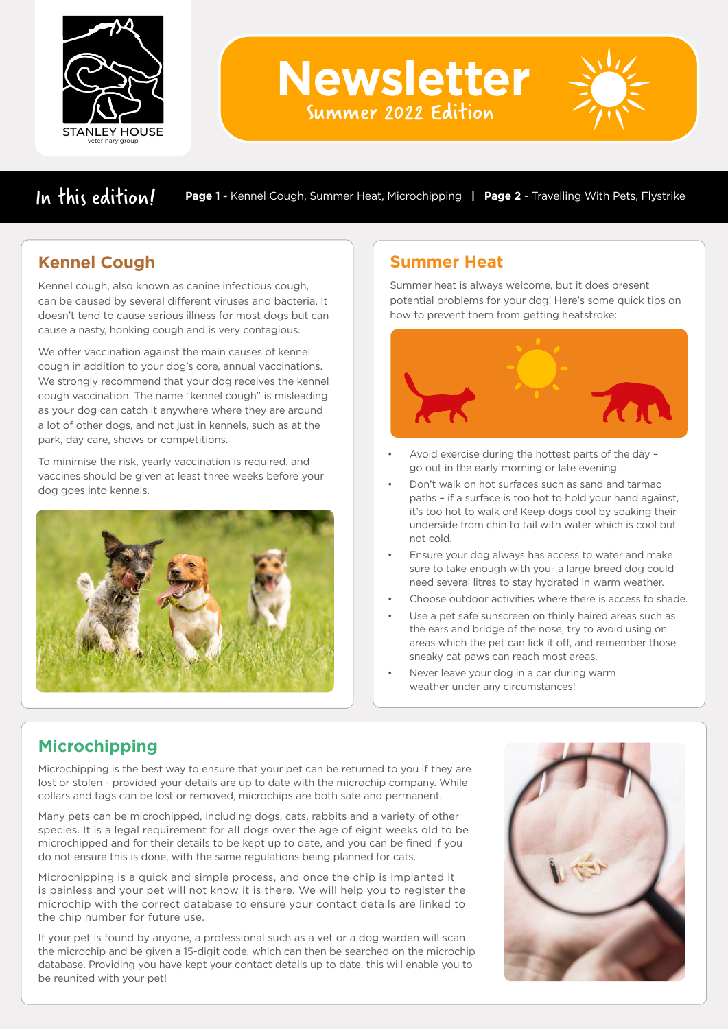STANLEY HOUSE
veterinary group

# Newsletter

Summer 2022 Edition

**In this edition!** **Page 1 -** Kennel Cough, Summer Heat, Microchipping | **Page 2** - Travelling With Pets, Flystrike

## Kennel Cough

Kennel cough, also known as canine infectious cough, can be caused by several different viruses and bacteria. It doesn't tend to cause serious illness for most dogs but can cause a nasty, honking cough and is very contagious.

We offer vaccination against the main causes of kennel cough in addition to your dog's core, annual vaccinations. We strongly recommend that your dog receives the kennel cough vaccination. The name "kennel cough" is misleading as your dog can catch it anywhere where they are around a lot of other dogs, and not just in kennels, such as at the park, day care, shows or competitions.

To minimise the risk, yearly vaccination is required, and vaccines should be given at least three weeks before your dog goes into kennels.

## Summer Heat

Summer heat is always welcome, but it does present potential problems for your dog! Here's some quick tips on how to prevent them from getting heatstroke:

- Avoid exercise during the hottest parts of the day – go out in the early morning or late evening.
- Don't walk on hot surfaces such as sand and tarmac paths – if a surface is too hot to hold your hand against, it's too hot to walk on! Keep dogs cool by soaking their underside from chin to tail with water which is cool but not cold.
- Ensure your dog always has access to water and make sure to take enough with you- a large breed dog could need several litres to stay hydrated in warm weather.
- Choose outdoor activities where there is access to shade.
- Use a pet safe sunscreen on thinly haired areas such as the ears and bridge of the nose, try to avoid using on areas which the pet can lick it off, and remember those sneaky cat paws can reach most areas.
- Never leave your dog in a car during warm weather under any circumstances!

## Microchipping

Microchipping is the best way to ensure that your pet can be returned to you if they are lost or stolen - provided your details are up to date with the microchip company. While collars and tags can be lost or removed, microchips are both safe and permanent.

Many pets can be microchipped, including dogs, cats, rabbits and a variety of other species. It is a legal requirement for all dogs over the age of eight weeks old to be microchipped and for their details to be kept up to date, and you can be fined if you do not ensure this is done, with the same regulations being planned for cats.

Microchipping is a quick and simple process, and once the chip is implanted it is painless and your pet will not know it is there. We will help you to register the microchip with the correct database to ensure your contact details are linked to the chip number for future use.

If your pet is found by anyone, a professional such as a vet or a dog warden will scan the microchip and be given a 15-digit code, which can then be searched on the microchip database. Providing you have kept your contact details up to date, this will enable you to be reunited with your pet!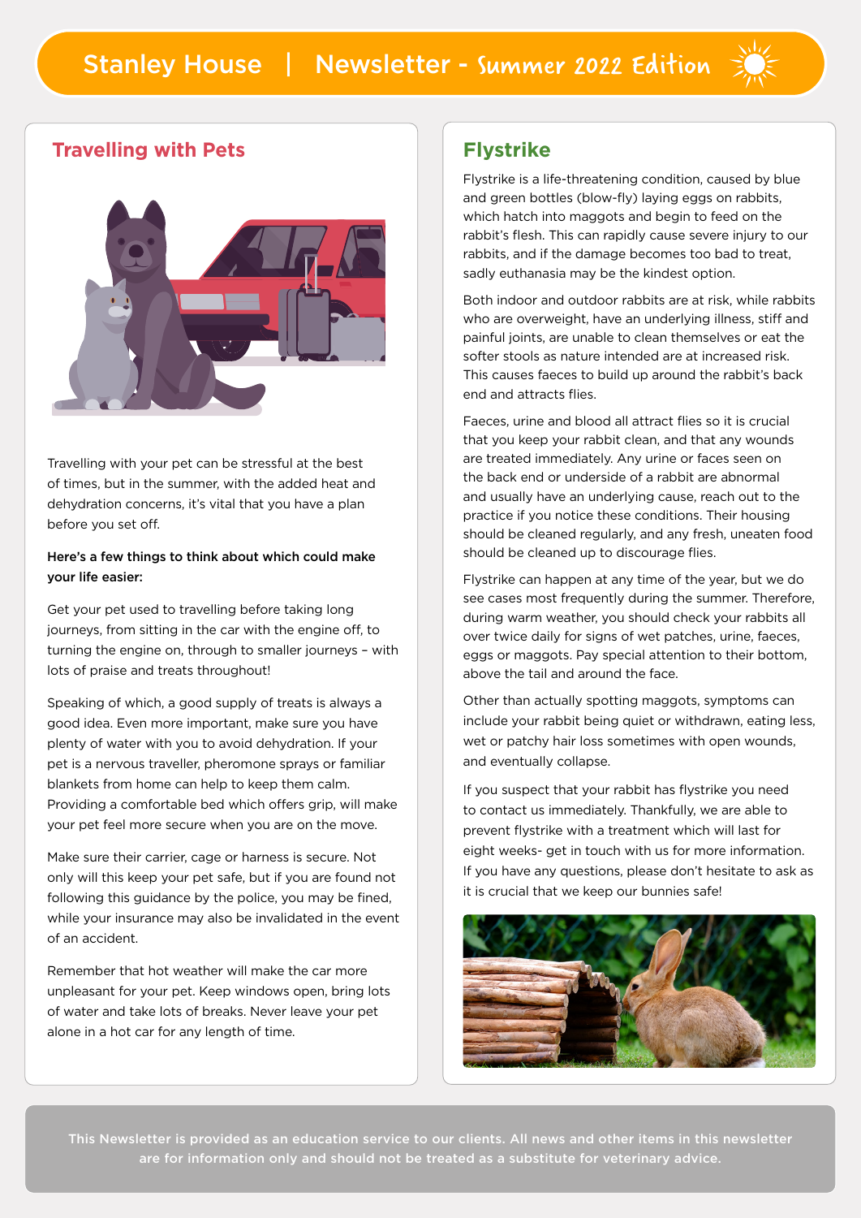# Stanley House | Newsletter - Summer 2022 Edition

## Travelling with Pets

Travelling with your pet can be stressful at the best of times, but in the summer, with the added heat and dehydration concerns, it's vital that you have a plan before you set off.

**Here's a few things to think about which could make your life easier:**

Get your pet used to travelling before taking long journeys, from sitting in the car with the engine off, to turning the engine on, through to smaller journeys – with lots of praise and treats throughout!

Speaking of which, a good supply of treats is always a good idea. Even more important, make sure you have plenty of water with you to avoid dehydration. If your pet is a nervous traveller, pheromone sprays or familiar blankets from home can help to keep them calm. Providing a comfortable bed which offers grip, will make your pet feel more secure when you are on the move.

Make sure their carrier, cage or harness is secure. Not only will this keep your pet safe, but if you are found not following this guidance by the police, you may be fined, while your insurance may also be invalidated in the event of an accident.

Remember that hot weather will make the car more unpleasant for your pet. Keep windows open, bring lots of water and take lots of breaks. Never leave your pet alone in a hot car for any length of time.

## Flystrike

Flystrike is a life-threatening condition, caused by blue and green bottles (blow-fly) laying eggs on rabbits, which hatch into maggots and begin to feed on the rabbit's flesh. This can rapidly cause severe injury to our rabbits, and if the damage becomes too bad to treat, sadly euthanasia may be the kindest option.

Both indoor and outdoor rabbits are at risk, while rabbits who are overweight, have an underlying illness, stiff and painful joints, are unable to clean themselves or eat the softer stools as nature intended are at increased risk. This causes faeces to build up around the rabbit's back end and attracts flies.

Faeces, urine and blood all attract flies so it is crucial that you keep your rabbit clean, and that any wounds are treated immediately. Any urine or faces seen on the back end or underside of a rabbit are abnormal and usually have an underlying cause, reach out to the practice if you notice these conditions. Their housing should be cleaned regularly, and any fresh, uneaten food should be cleaned up to discourage flies.

Flystrike can happen at any time of the year, but we do see cases most frequently during the summer. Therefore, during warm weather, you should check your rabbits all over twice daily for signs of wet patches, urine, faeces, eggs or maggots. Pay special attention to their bottom, above the tail and around the face.

Other than actually spotting maggots, symptoms can include your rabbit being quiet or withdrawn, eating less, wet or patchy hair loss sometimes with open wounds, and eventually collapse.

If you suspect that your rabbit has flystrike you need to contact us immediately. Thankfully, we are able to prevent flystrike with a treatment which will last for eight weeks- get in touch with us for more information. If you have any questions, please don't hesitate to ask as it is crucial that we keep our bunnies safe!

This Newsletter is provided as an education service to our clients. All news and other items in this newsletter are for information only and should not be treated as a substitute for veterinary advice.